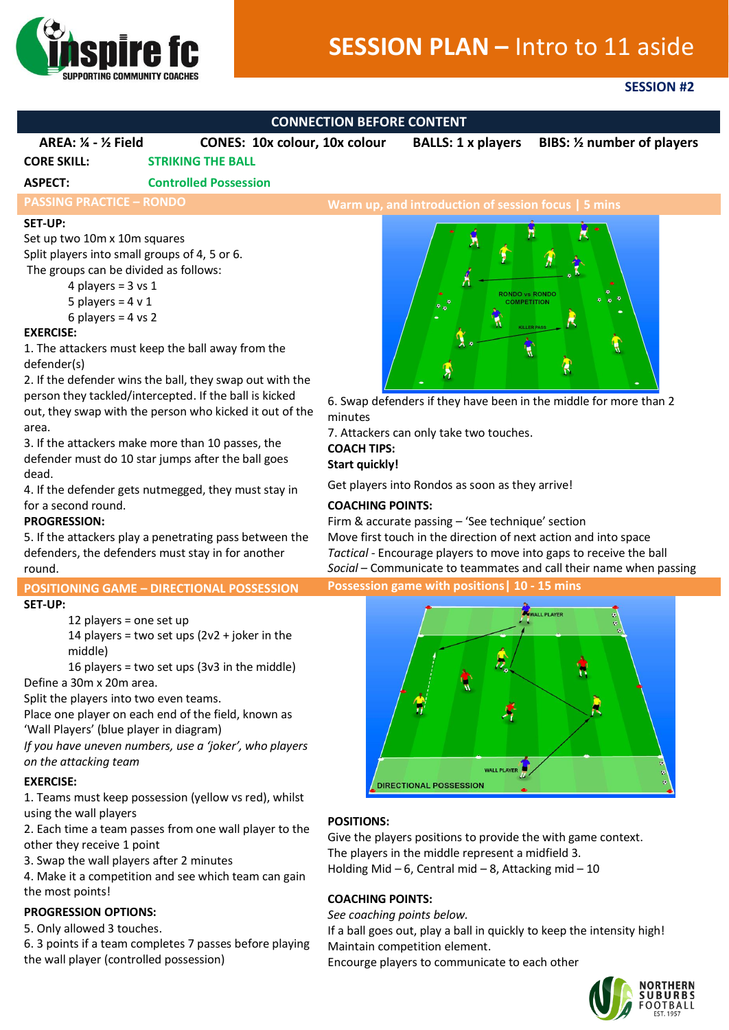# SESSION PLAN – Intro to 11 aside

**SESSION #2**

## CONNECTION BEFORE CONTENT

**AREA: ¼ - ½ Field** **CONES: 10x colour, 10x colour** **BALLS: 1 x players** **BIBS: ½ number of players**

**CORE SKILL:** STRIKING THE BALL

**ASPECT:** Controlled Possession

## PASSING PRACTICE – RONDO

Warm up, and introduction of session focus | 5 mins

**SET-UP:**

Set up two 10m x 10m squares

Split players into small groups of 4, 5 or 6.

The groups can be divided as follows:

- 4 players = 3 vs 1
- 5 players = 4 v 1
- 6 players = 4 vs 2

**EXERCISE:**

1. The attackers must keep the ball away from the defender(s)
2. If the defender wins the ball, they swap out with the person they tackled/intercepted. If the ball is kicked out, they swap with the person who kicked it out of the area.
3. If the attackers make more than 10 passes, the defender must do 10 star jumps after the ball goes dead.
4. If the defender gets nutmegged, they must stay in for a second round.

**PROGRESSION:**

5. If the attackers play a penetrating pass between the defenders, the defenders must stay in for another round.

RONDO vs RONDO COMPETITION

KILLER PASS

6. Swap defenders if they have been in the middle for more than 2 minutes
7. Attackers can only take two touches.

**COACH TIPS:**

**Start quickly!**

Get players into Rondos as soon as they arrive!

**COACHING POINTS:**

Firm & accurate passing – 'See technique' section

Move first touch in the direction of next action and into space

*Tactical* - Encourage players to move into gaps to receive the ball

*Social* – Communicate to teammates and call their name when passing

## POSITIONING GAME – DIRECTIONAL POSSESSION

Possession game with positions| 10 - 15 mins

**SET-UP:**

- 12 players = one set up
- 14 players = two set ups (2v2 + joker in the middle)
- 16 players = two set ups (3v3 in the middle)

Define a 30m x 20m area.

Split the players into two even teams.

Place one player on each end of the field, known as 'Wall Players' (blue player in diagram)

*If you have uneven numbers, use a 'joker', who players on the attacking team*

**EXERCISE:**

1. Teams must keep possession (yellow vs red), whilst using the wall players
2. Each time a team passes from one wall player to the other they receive 1 point
3. Swap the wall players after 2 minutes
4. Make it a competition and see which team can gain the most points!

**PROGRESSION OPTIONS:**

5. Only allowed 3 touches.
6. 3 points if a team completes 7 passes before playing the wall player (controlled possession)

WALL PLAYER

WALL PLAYER

DIRECTIONAL POSSESSION

**POSITIONS:**

Give the players positions to provide the with game context.

The players in the middle represent a midfield 3.

Holding Mid – 6, Central mid – 8, Attacking mid – 10

**COACHING POINTS:**

*See coaching points below.*

If a ball goes out, play a ball in quickly to keep the intensity high!

Maintain competition element.

Encourge players to communicate to each other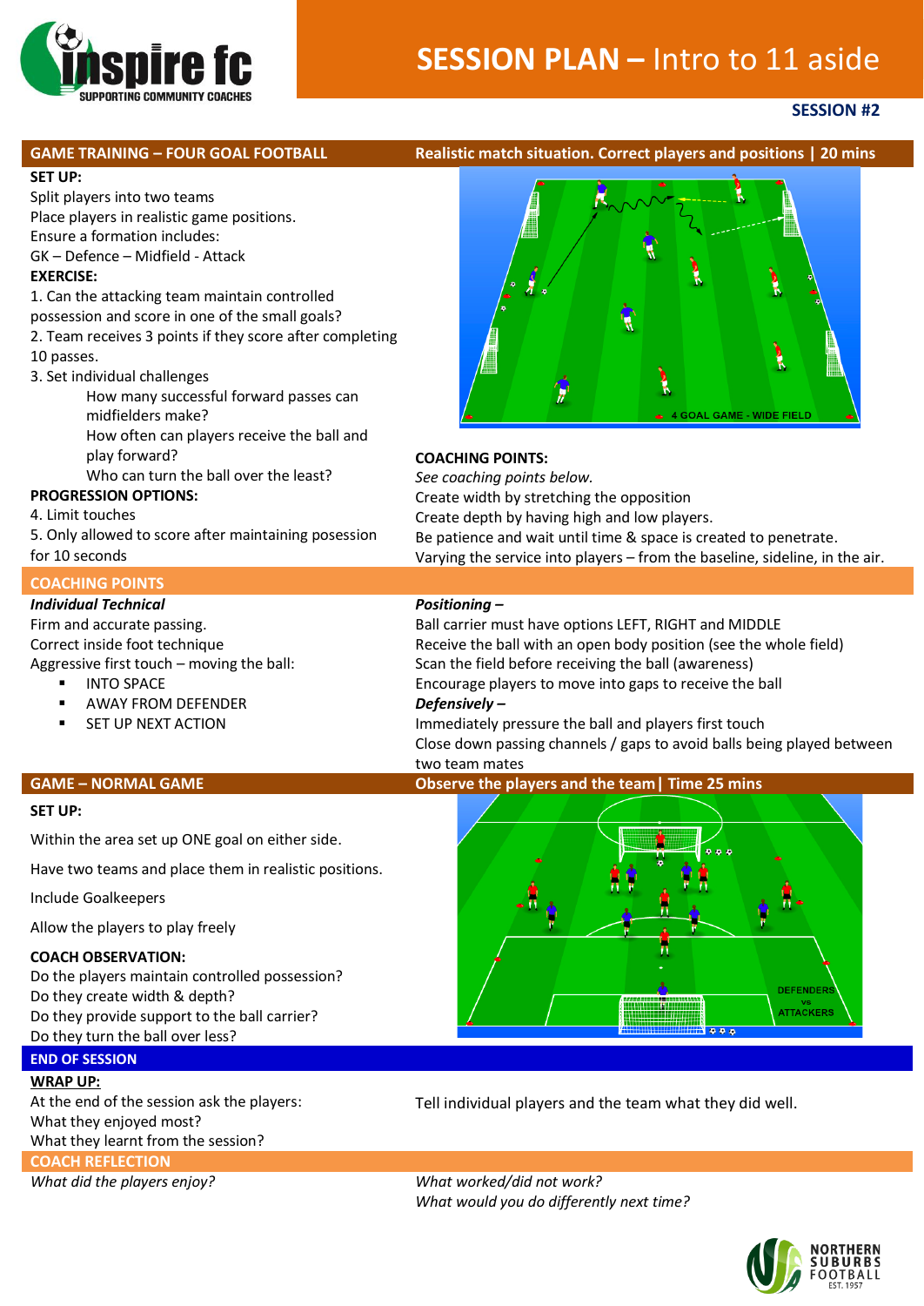# SESSION PLAN – Intro to 11 aside

**SESSION #2**

## GAME TRAINING – FOUR GOAL FOOTBALL

**Realistic match situation. Correct players and positions | 20 mins**

**SET UP:**
Split players into two teams
Place players in realistic game positions.
Ensure a formation includes:
GK – Defence – Midfield - Attack

**EXERCISE:**
1. Can the attacking team maintain controlled possession and score in one of the small goals?
2. Team receives 3 points if they score after completing 10 passes.
3. Set individual challenges
   - How many successful forward passes can midfielders make?
   - How often can players receive the ball and play forward?
   - Who can turn the ball over the least?

**PROGRESSION OPTIONS:**
4. Limit touches
5. Only allowed to score after maintaining posession for 10 seconds

4 GOAL GAME - WIDE FIELD

**COACHING POINTS:**
*See coaching points below.*
Create width by stretching the opposition
Create depth by having high and low players.
Be patience and wait until time & space is created to penetrate.
Varying the service into players – from the baseline, sideline, in the air.

## COACHING POINTS

***Individual Technical***
Firm and accurate passing.
Correct inside foot technique
Aggressive first touch – moving the ball:
- INTO SPACE
- AWAY FROM DEFENDER
- SET UP NEXT ACTION

***Positioning –***
Ball carrier must have options LEFT, RIGHT and MIDDLE
Receive the ball with an open body position (see the whole field)
Scan the field before receiving the ball (awareness)
Encourage players to move into gaps to receive the ball

***Defensively –***
Immediately pressure the ball and players first touch
Close down passing channels / gaps to avoid balls being played between two team mates

## GAME – NORMAL GAME

**Observe the players and the team| Time 25 mins**

**SET UP:**

Within the area set up ONE goal on either side.

Have two teams and place them in realistic positions.

Include Goalkeepers

Allow the players to play freely

**COACH OBSERVATION:**
Do the players maintain controlled possession?
Do they create width & depth?
Do they provide support to the ball carrier?
Do they turn the ball over less?

DEFENDERS vs ATTACKERS

## END OF SESSION

**WRAP UP:**
At the end of the session ask the players:
What they enjoyed most?
What they learnt from the session?

Tell individual players and the team what they did well.

## COACH REFLECTION

*What did the players enjoy?*

*What worked/did not work?*
*What would you do differently next time?*